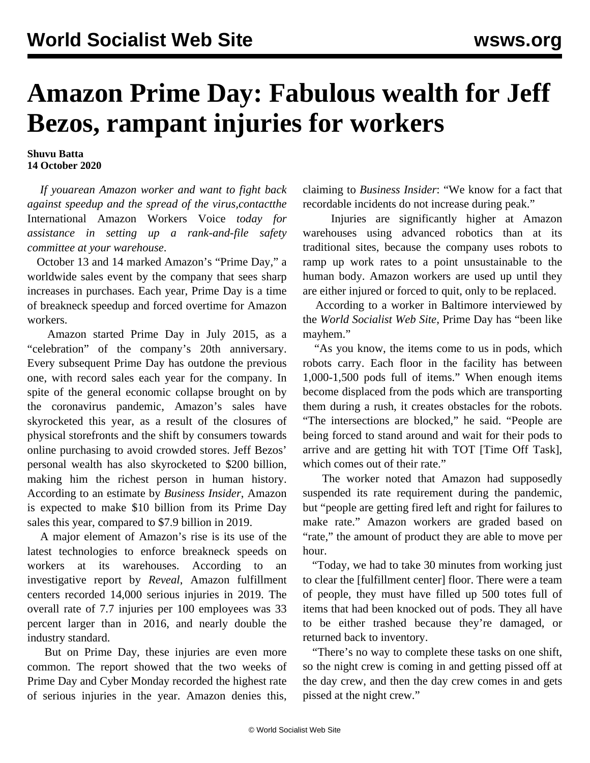# Amazon Prime Day: Fabulous wealth for Jeff Bezos, rampant injuries for workers

**Shuvu Batta**
**14 October 2020**

*If youarean Amazon worker and want to fight back against speedup and the spread of the virus,contactthe* International Amazon Workers Voice *today for assistance in setting up a rank-and-file safety committee at your warehouse*.

October 13 and 14 marked Amazon's "Prime Day," a worldwide sales event by the company that sees sharp increases in purchases. Each year, Prime Day is a time of breakneck speedup and forced overtime for Amazon workers.

Amazon started Prime Day in July 2015, as a "celebration" of the company's 20th anniversary. Every subsequent Prime Day has outdone the previous one, with record sales each year for the company. In spite of the general economic collapse brought on by the coronavirus pandemic, Amazon's sales have skyrocketed this year, as a result of the closures of physical storefronts and the shift by consumers towards online purchasing to avoid crowded stores. Jeff Bezos' personal wealth has also skyrocketed to $200 billion, making him the richest person in human history. According to an estimate by *Business Insider*, Amazon is expected to make $10 billion from its Prime Day sales this year, compared to $7.9 billion in 2019.

A major element of Amazon's rise is its use of the latest technologies to enforce breakneck speeds on workers at its warehouses. According to an investigative report by *Reveal*, Amazon fulfillment centers recorded 14,000 serious injuries in 2019. The overall rate of 7.7 injuries per 100 employees was 33 percent larger than in 2016, and nearly double the industry standard.

But on Prime Day, these injuries are even more common. The report showed that the two weeks of Prime Day and Cyber Monday recorded the highest rate of serious injuries in the year. Amazon denies this, claiming to *Business Insider*: "We know for a fact that recordable incidents do not increase during peak."

Injuries are significantly higher at Amazon warehouses using advanced robotics than at its traditional sites, because the company uses robots to ramp up work rates to a point unsustainable to the human body. Amazon workers are used up until they are either injured or forced to quit, only to be replaced.

According to a worker in Baltimore interviewed by the *World Socialist Web Site*, Prime Day has "been like mayhem."

"As you know, the items come to us in pods, which robots carry. Each floor in the facility has between 1,000-1,500 pods full of items." When enough items become displaced from the pods which are transporting them during a rush, it creates obstacles for the robots. "The intersections are blocked," he said. "People are being forced to stand around and wait for their pods to arrive and are getting hit with TOT [Time Off Task], which comes out of their rate."

The worker noted that Amazon had supposedly suspended its rate requirement during the pandemic, but "people are getting fired left and right for failures to make rate." Amazon workers are graded based on "rate," the amount of product they are able to move per hour.

"Today, we had to take 30 minutes from working just to clear the [fulfillment center] floor. There were a team of people, they must have filled up 500 totes full of items that had been knocked out of pods. They all have to be either trashed because they're damaged, or returned back to inventory.

"There's no way to complete these tasks on one shift, so the night crew is coming in and getting pissed off at the day crew, and then the day crew comes in and gets pissed at the night crew."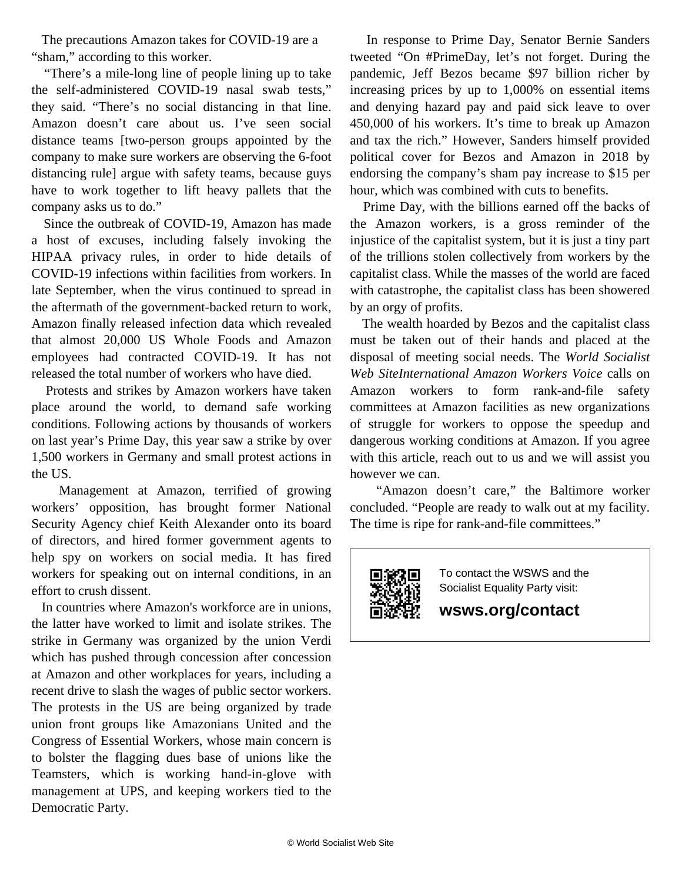The precautions Amazon takes for COVID-19 are a "sham," according to this worker.

"There's a mile-long line of people lining up to take the self-administered COVID-19 nasal swab tests," they said. "There's no social distancing in that line. Amazon doesn't care about us. I've seen social distance teams [two-person groups appointed by the company to make sure workers are observing the 6-foot distancing rule] argue with safety teams, because guys have to work together to lift heavy pallets that the company asks us to do."

Since the outbreak of COVID-19, Amazon has made a host of excuses, including falsely invoking the HIPAA privacy rules, in order to hide details of COVID-19 infections within facilities from workers. In late September, when the virus continued to spread in the aftermath of the government-backed return to work, Amazon finally released infection data which revealed that almost 20,000 US Whole Foods and Amazon employees had contracted COVID-19. It has not released the total number of workers who have died.

Protests and strikes by Amazon workers have taken place around the world, to demand safe working conditions. Following actions by thousands of workers on last year's Prime Day, this year saw a strike by over 1,500 workers in Germany and small protest actions in the US.

Management at Amazon, terrified of growing workers' opposition, has brought former National Security Agency chief Keith Alexander onto its board of directors, and hired former government agents to help spy on workers on social media. It has fired workers for speaking out on internal conditions, in an effort to crush dissent.

In countries where Amazon's workforce are in unions, the latter have worked to limit and isolate strikes. The strike in Germany was organized by the union Verdi which has pushed through concession after concession at Amazon and other workplaces for years, including a recent drive to slash the wages of public sector workers. The protests in the US are being organized by trade union front groups like Amazonians United and the Congress of Essential Workers, whose main concern is to bolster the flagging dues base of unions like the Teamsters, which is working hand-in-glove with management at UPS, and keeping workers tied to the Democratic Party.

In response to Prime Day, Senator Bernie Sanders tweeted "On #PrimeDay, let's not forget. During the pandemic, Jeff Bezos became $97 billion richer by increasing prices by up to 1,000% on essential items and denying hazard pay and paid sick leave to over 450,000 of his workers. It's time to break up Amazon and tax the rich." However, Sanders himself provided political cover for Bezos and Amazon in 2018 by endorsing the company's sham pay increase to $15 per hour, which was combined with cuts to benefits.

Prime Day, with the billions earned off the backs of the Amazon workers, is a gross reminder of the injustice of the capitalist system, but it is just a tiny part of the trillions stolen collectively from workers by the capitalist class. While the masses of the world are faced with catastrophe, the capitalist class has been showered by an orgy of profits.

The wealth hoarded by Bezos and the capitalist class must be taken out of their hands and placed at the disposal of meeting social needs. The *World Socialist Web SiteInternational Amazon Workers Voice* calls on Amazon workers to form rank-and-file safety committees at Amazon facilities as new organizations of struggle for workers to oppose the speedup and dangerous working conditions at Amazon. If you agree with this article, reach out to us and we will assist you however we can.

"Amazon doesn't care," the Baltimore worker concluded. "People are ready to walk out at my facility. The time is ripe for rank-and-file committees."

To contact the WSWS and the Socialist Equality Party visit:

**wsws.org/contact**